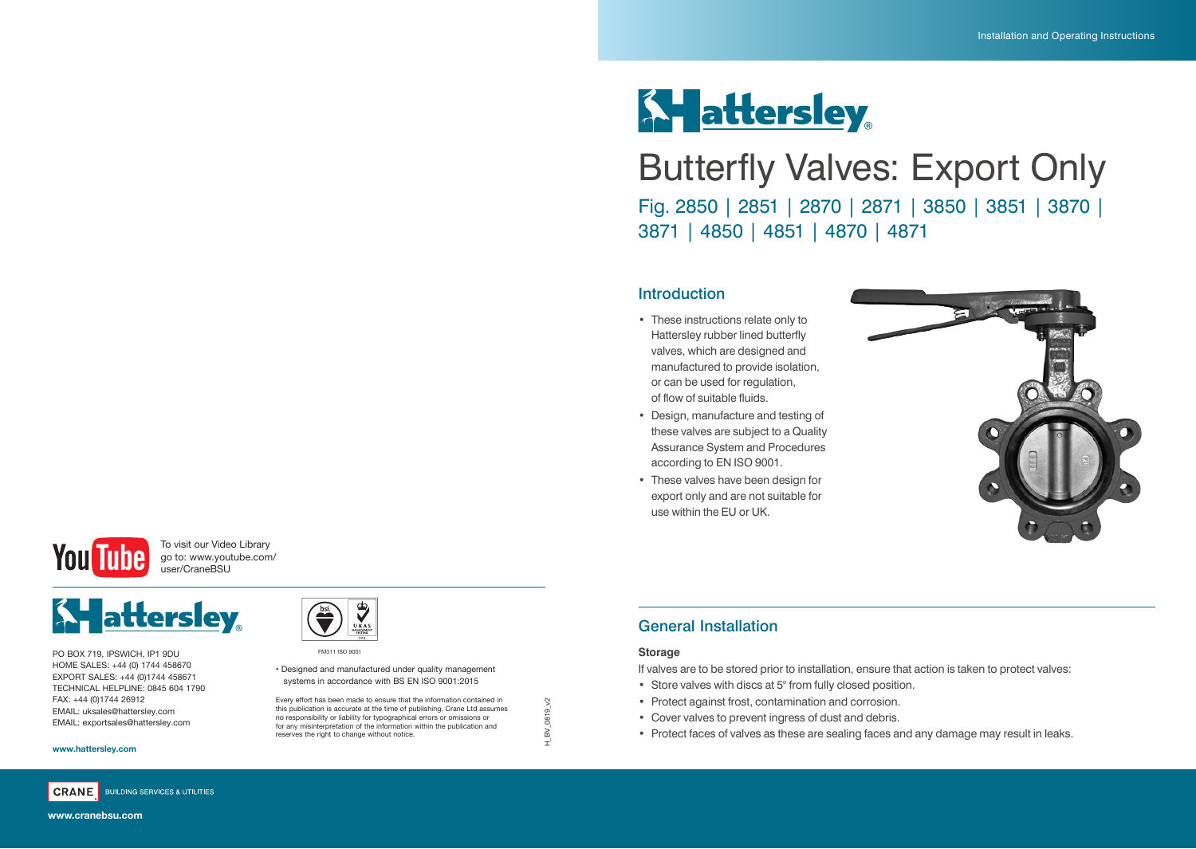# Hattersley

# Butterfly Valves: Export Only

## Fig. 2850 | 2851 | 2870 | 2871 | 3850 | 3851 | 3870 | 3871 | 4850 | 4851 | 4870 | 4871

## Introduction

- These instructions relate only to Hattersley rubber lined butterfly valves, which are designed and manufactured to provide isolation, or can be used for regulation, of flow of suitable fluids.
- Design, manufacture and testing of these valves are subject to a Quality Assurance System and Procedures according to EN ISO 9001.
- These valves have been design for export only and are not suitable for use within the EU or UK.

## General Installation

### Storage

If valves are to be stored prior to installation, ensure that action is taken to protect valves:

- Store valves with discs at 5° from fully closed position.
- Protect against frost, contamination and corrosion.
- Cover valves to prevent ingress of dust and debris.
- Protect faces of valves as these are sealing faces and any damage may result in leaks.

---

To visit our Video Library go to: www.youtube.com/user/CraneBSU

**Hattersley**

PO BOX 719, IPSWICH, IP1 9DU
HOME SALES: +44 (0) 1744 458670
EXPORT SALES: +44 (0)1744 458671
TECHNICAL HELPLINE: 0845 604 1790
FAX: +44 (0)1744 26912
EMAIL: uksales@hattersley.com
EMAIL: exportsales@hattersley.com

**www.hattersley.com**

FM311 ISO 9001

- Designed and manufactured under quality management systems in accordance with BS EN ISO 9001:2015

Every effort has been made to ensure that the information contained in this publication is accurate at the time of publishing. Crane Ltd assumes no responsibility or liability for typographical errors or omissions or for any misinterpretation of the information within the publication and reserves the right to change without notice.

H_BV_0819_v2

CRANE BUILDING SERVICES & UTILITIES

**www.cranebsu.com**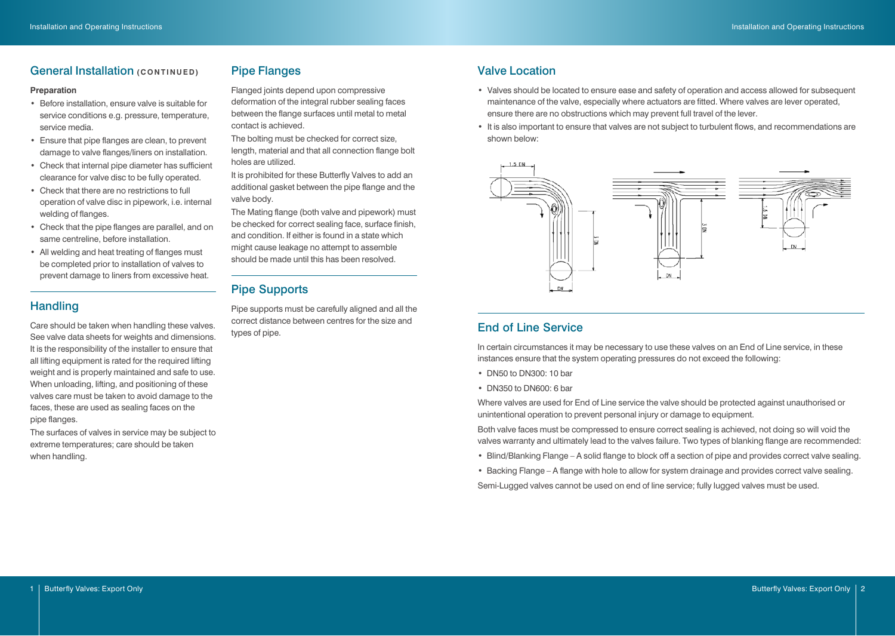## General Installation (CONTINUED)

**Preparation**

- Before installation, ensure valve is suitable for service conditions e.g. pressure, temperature, service media.
- Ensure that pipe flanges are clean, to prevent damage to valve flanges/liners on installation.
- Check that internal pipe diameter has sufficient clearance for valve disc to be fully operated.
- Check that there are no restrictions to full operation of valve disc in pipework, i.e. internal welding of flanges.
- Check that the pipe flanges are parallel, and on same centreline, before installation.
- All welding and heat treating of flanges must be completed prior to installation of valves to prevent damage to liners from excessive heat.

## Handling

Care should be taken when handling these valves. See valve data sheets for weights and dimensions. It is the responsibility of the installer to ensure that all lifting equipment is rated for the required lifting weight and is properly maintained and safe to use. When unloading, lifting, and positioning of these valves care must be taken to avoid damage to the faces, these are used as sealing faces on the pipe flanges.

The surfaces of valves in service may be subject to extreme temperatures; care should be taken when handling.

## Pipe Flanges

Flanged joints depend upon compressive deformation of the integral rubber sealing faces between the flange surfaces until metal to metal contact is achieved.

The bolting must be checked for correct size, length, material and that all connection flange bolt holes are utilized.

It is prohibited for these Butterfly Valves to add an additional gasket between the pipe flange and the valve body.

The Mating flange (both valve and pipework) must be checked for correct sealing face, surface finish, and condition. If either is found in a state which might cause leakage no attempt to assemble should be made until this has been resolved.

## Pipe Supports

Pipe supports must be carefully aligned and all the correct distance between centres for the size and types of pipe.

## Valve Location

- Valves should be located to ensure ease and safety of operation and access allowed for subsequent maintenance of the valve, especially where actuators are fitted. Where valves are lever operated, ensure there are no obstructions which may prevent full travel of the lever.
- It is also important to ensure that valves are not subject to turbulent flows, and recommendations are shown below:

## End of Line Service

In certain circumstances it may be necessary to use these valves on an End of Line service, in these instances ensure that the system operating pressures do not exceed the following:

- DN50 to DN300: 10 bar
- DN350 to DN600: 6 bar

Where valves are used for End of Line service the valve should be protected against unauthorised or unintentional operation to prevent personal injury or damage to equipment.

Both valve faces must be compressed to ensure correct sealing is achieved, not doing so will void the valves warranty and ultimately lead to the valves failure. Two types of blanking flange are recommended:

- Blind/Blanking Flange – A solid flange to block off a section of pipe and provides correct valve sealing.
- Backing Flange – A flange with hole to allow for system drainage and provides correct valve sealing.

Semi-Lugged valves cannot be used on end of line service; fully lugged valves must be used.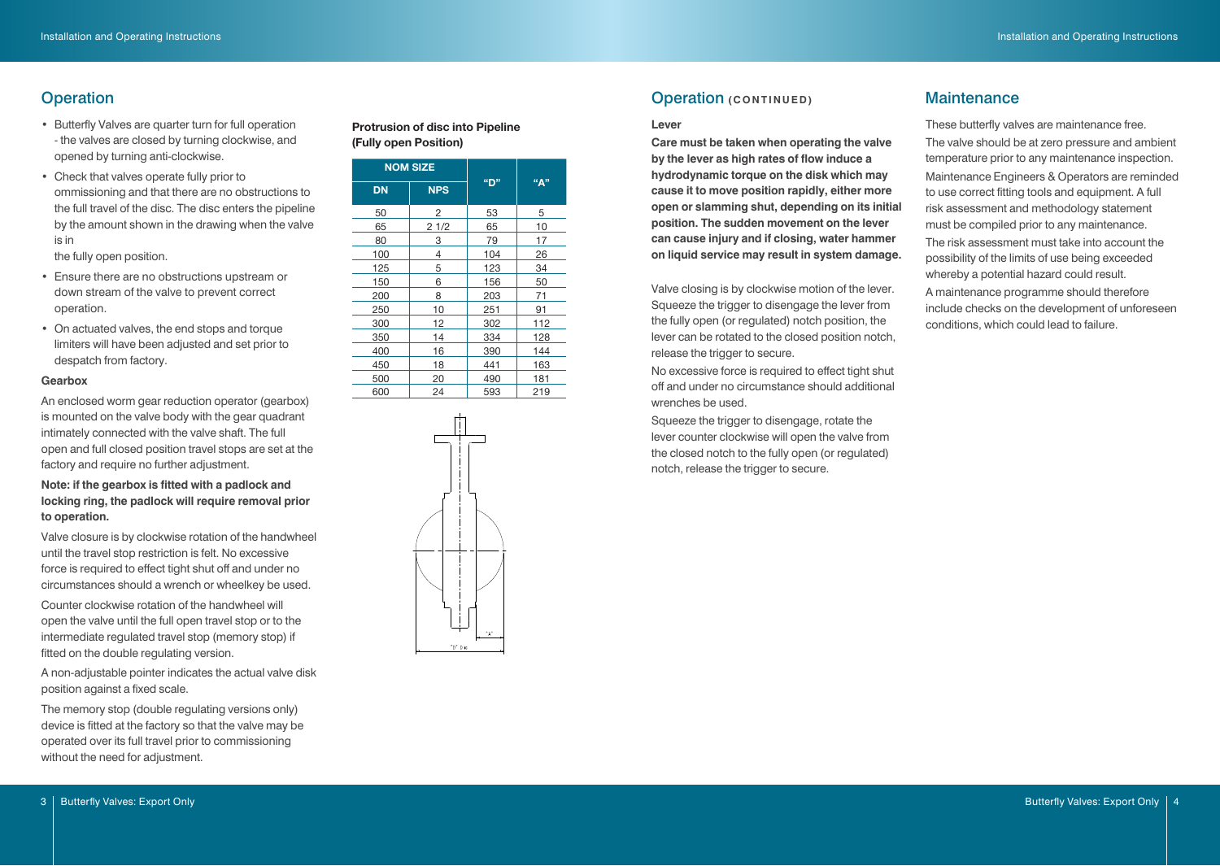## Operation

- Butterfly Valves are quarter turn for full operation - the valves are closed by turning clockwise, and opened by turning anti-clockwise.
- Check that valves operate fully prior to ommissioning and that there are no obstructions to the full travel of the disc. The disc enters the pipeline by the amount shown in the drawing when the valve is in
  the fully open position.
- Ensure there are no obstructions upstream or down stream of the valve to prevent correct operation.
- On actuated valves, the end stops and torque limiters will have been adjusted and set prior to despatch from factory.

**Gearbox**

An enclosed worm gear reduction operator (gearbox) is mounted on the valve body with the gear quadrant intimately connected with the valve shaft. The full open and full closed position travel stops are set at the factory and require no further adjustment.

**Note: if the gearbox is fitted with a padlock and locking ring, the padlock will require removal prior to operation.**

Valve closure is by clockwise rotation of the handwheel until the travel stop restriction is felt. No excessive force is required to effect tight shut off and under no circumstances should a wrench or wheelkey be used.

Counter clockwise rotation of the handwheel will open the valve until the full open travel stop or to the intermediate regulated travel stop (memory stop) if fitted on the double regulating version.

A non-adjustable pointer indicates the actual valve disk position against a fixed scale.

The memory stop (double regulating versions only) device is fitted at the factory so that the valve may be operated over its full travel prior to commissioning without the need for adjustment.

**Protrusion of disc into Pipeline (Fully open Position)**

| NOM SIZE | | "D" | "A" |
|---|---|---|---|
| DN | NPS | | |
| 50 | 2 | 53 | 5 |
| 65 | 2 1/2 | 65 | 10 |
| 80 | 3 | 79 | 17 |
| 100 | 4 | 104 | 26 |
| 125 | 5 | 123 | 34 |
| 150 | 6 | 156 | 50 |
| 200 | 8 | 203 | 71 |
| 250 | 10 | 251 | 91 |
| 300 | 12 | 302 | 112 |
| 350 | 14 | 334 | 128 |
| 400 | 16 | 390 | 144 |
| 450 | 18 | 441 | 163 |
| 500 | 20 | 490 | 181 |
| 600 | 24 | 593 | 219 |

## Operation (CONTINUED)

**Lever**

**Care must be taken when operating the valve by the lever as high rates of flow induce a hydrodynamic torque on the disk which may cause it to move position rapidly, either more open or slamming shut, depending on its initial position. The sudden movement on the lever can cause injury and if closing, water hammer on liquid service may result in system damage.**

Valve closing is by clockwise motion of the lever. Squeeze the trigger to disengage the lever from the fully open (or regulated) notch position, the lever can be rotated to the closed position notch, release the trigger to secure.

No excessive force is required to effect tight shut off and under no circumstance should additional wrenches be used.

Squeeze the trigger to disengage, rotate the lever counter clockwise will open the valve from the closed notch to the fully open (or regulated) notch, release the trigger to secure.

## Maintenance

These butterfly valves are maintenance free.

The valve should be at zero pressure and ambient temperature prior to any maintenance inspection.

Maintenance Engineers & Operators are reminded to use correct fitting tools and equipment. A full risk assessment and methodology statement must be compiled prior to any maintenance.

The risk assessment must take into account the possibility of the limits of use being exceeded whereby a potential hazard could result.

A maintenance programme should therefore include checks on the development of unforeseen conditions, which could lead to failure.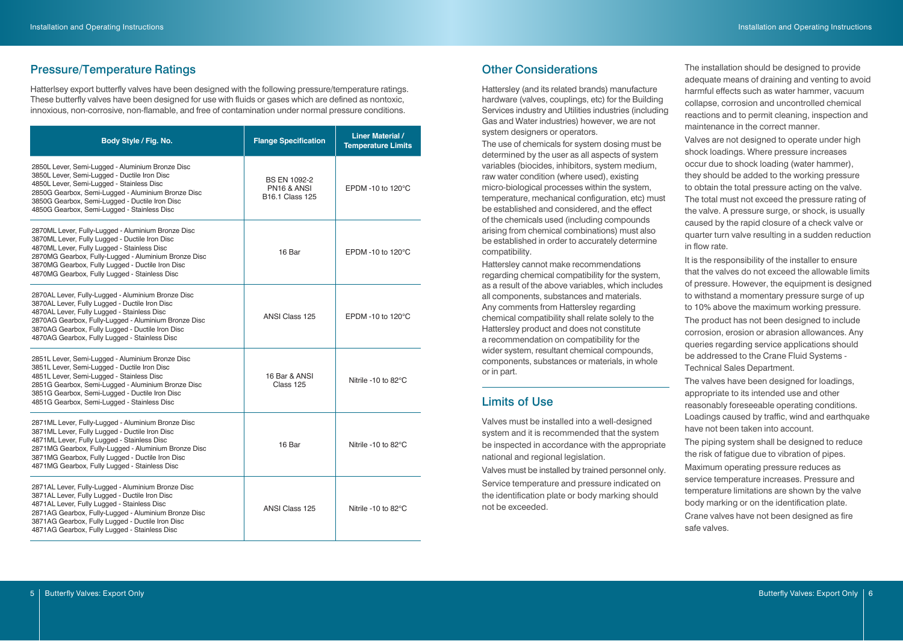## Pressure/Temperature Ratings

Hatterlsey export butterfly valves have been designed with the following pressure/temperature ratings. These butterfly valves have been designed for use with fluids or gases which are defined as nontoxic, innoxious, non-corrosive, non-flamable, and free of contamination under normal pressure conditions.

| Body Style / Fig. No. | Flange Specification | Liner Material / Temperature Limits |
|---|---|---|
| 2850L Lever, Semi-Lugged - Aluminium Bronze Disc<br>3850L Lever, Semi-Lugged - Ductile Iron Disc<br>4850L Lever, Semi-Lugged - Stainless Disc<br>2850G Gearbox, Semi-Lugged - Aluminium Bronze Disc<br>3850G Gearbox, Semi-Lugged - Ductile Iron Disc<br>4850G Gearbox, Semi-Lugged - Stainless Disc | BS EN 1092-2 PN16 & ANSI B16.1 Class 125 | EPDM -10 to 120°C |
| 2870ML Lever, Fully-Lugged - Aluminium Bronze Disc<br>3870ML Lever, Fully Lugged - Ductile Iron Disc<br>4870ML Lever, Fully Lugged - Stainless Disc<br>2870MG Gearbox, Fully-Lugged - Aluminium Bronze Disc<br>3870MG Gearbox, Fully Lugged - Ductile Iron Disc<br>4870MG Gearbox, Fully Lugged - Stainless Disc | 16 Bar | EPDM -10 to 120°C |
| 2870AL Lever, Fully-Lugged - Aluminium Bronze Disc<br>3870AL Lever, Fully Lugged - Ductile Iron Disc<br>4870AL Lever, Fully Lugged - Stainless Disc<br>2870AG Gearbox, Fully-Lugged - Aluminium Bronze Disc<br>3870AG Gearbox, Fully Lugged - Ductile Iron Disc<br>4870AG Gearbox, Fully Lugged - Stainless Disc | ANSI Class 125 | EPDM -10 to 120°C |
| 2851L Lever, Semi-Lugged - Aluminium Bronze Disc<br>3851L Lever, Semi-Lugged - Ductile Iron Disc<br>4851L Lever, Semi-Lugged - Stainless Disc<br>2851G Gearbox, Semi-Lugged - Aluminium Bronze Disc<br>3851G Gearbox, Semi-Lugged - Ductile Iron Disc<br>4851G Gearbox, Semi-Lugged - Stainless Disc | 16 Bar & ANSI Class 125 | Nitrile -10 to 82°C |
| 2871ML Lever, Fully-Lugged - Aluminium Bronze Disc<br>3871ML Lever, Fully Lugged - Ductile Iron Disc<br>4871ML Lever, Fully Lugged - Stainless Disc<br>2871MG Gearbox, Fully-Lugged - Aluminium Bronze Disc<br>3871MG Gearbox, Fully Lugged - Ductile Iron Disc<br>4871MG Gearbox, Fully Lugged - Stainless Disc | 16 Bar | Nitrile -10 to 82°C |
| 2871AL Lever, Fully-Lugged - Aluminium Bronze Disc<br>3871AL Lever, Fully Lugged - Ductile Iron Disc<br>4871AL Lever, Fully Lugged - Stainless Disc<br>2871AG Gearbox, Fully-Lugged - Aluminium Bronze Disc<br>3871AG Gearbox, Fully Lugged - Ductile Iron Disc<br>4871AG Gearbox, Fully Lugged - Stainless Disc | ANSI Class 125 | Nitrile -10 to 82°C |

## Other Considerations

Hattersley (and its related brands) manufacture hardware (valves, couplings, etc) for the Building Services industry and Utilities industries (including Gas and Water industries) however, we are not system designers or operators.

The use of chemicals for system dosing must be determined by the user as all aspects of system variables (biocides, inhibitors, system medium, raw water condition (where used), existing micro-biological processes within the system, temperature, mechanical configuration, etc) must be established and considered, and the effect of the chemicals used (including compounds arising from chemical combinations) must also be established in order to accurately determine compatibility.

Hattersley cannot make recommendations regarding chemical compatibility for the system, as a result of the above variables, which includes all components, substances and materials. Any comments from Hattersley regarding chemical compatibility shall relate solely to the Hattersley product and does not constitute a recommendation on compatibility for the wider system, resultant chemical compounds, components, substances or materials, in whole or in part.

## Limits of Use

Valves must be installed into a well-designed system and it is recommended that the system be inspected in accordance with the appropriate national and regional legislation.

Valves must be installed by trained personnel only.

Service temperature and pressure indicated on the identification plate or body marking should not be exceeded.

The installation should be designed to provide adequate means of draining and venting to avoid harmful effects such as water hammer, vacuum collapse, corrosion and uncontrolled chemical reactions and to permit cleaning, inspection and maintenance in the correct manner.

Valves are not designed to operate under high shock loadings. Where pressure increases occur due to shock loading (water hammer), they should be added to the working pressure to obtain the total pressure acting on the valve. The total must not exceed the pressure rating of the valve. A pressure surge, or shock, is usually caused by the rapid closure of a check valve or quarter turn valve resulting in a sudden reduction in flow rate.

It is the responsibility of the installer to ensure that the valves do not exceed the allowable limits of pressure. However, the equipment is designed to withstand a momentary pressure surge of up to 10% above the maximum working pressure.

The product has not been designed to include corrosion, erosion or abrasion allowances. Any queries regarding service applications should be addressed to the Crane Fluid Systems - Technical Sales Department.

The valves have been designed for loadings, appropriate to its intended use and other reasonably foreseeable operating conditions. Loadings caused by traffic, wind and earthquake have not been taken into account.

The piping system shall be designed to reduce the risk of fatigue due to vibration of pipes.

Maximum operating pressure reduces as service temperature increases. Pressure and temperature limitations are shown by the valve body marking or on the identification plate.

Crane valves have not been designed as fire safe valves.